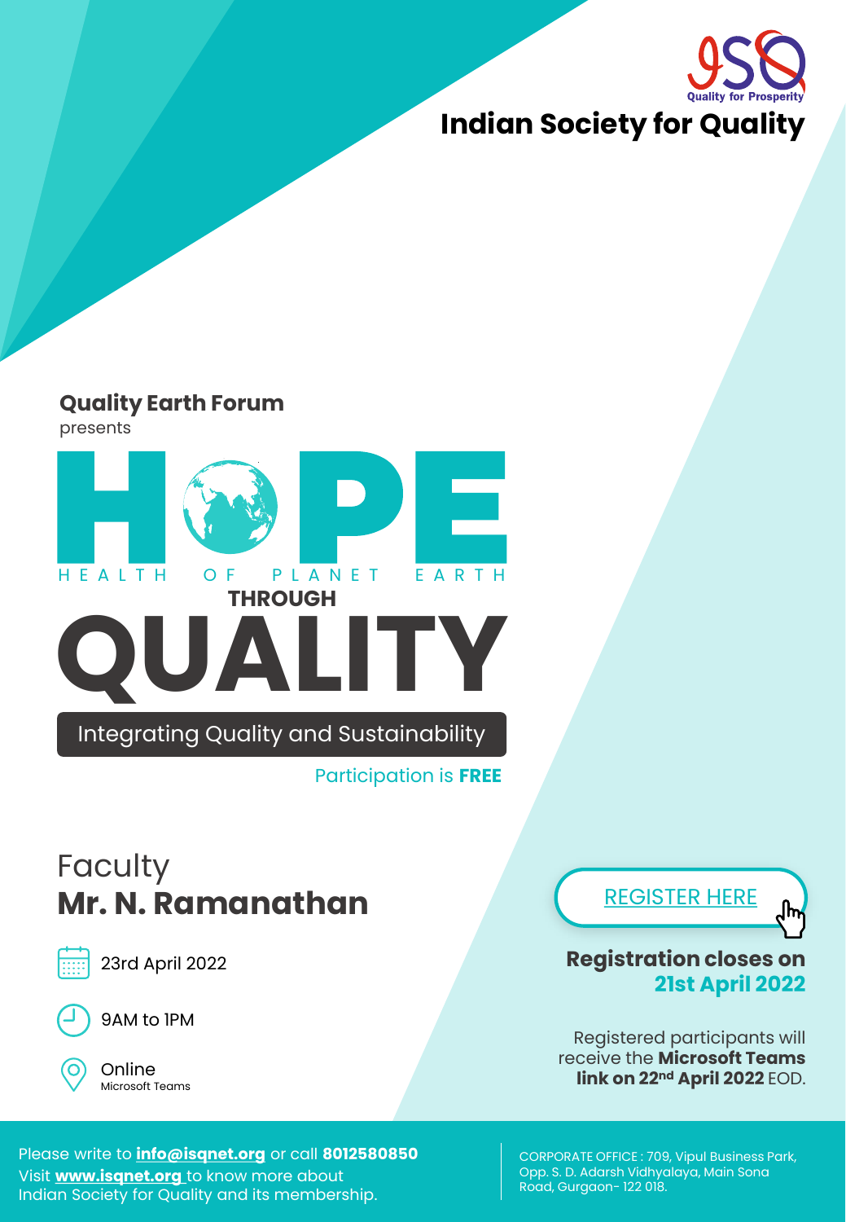ISQ Quality for Prosperity

# Indian Society for Quality

**Quality Earth Forum**
presents

# HOPE

HEALTH OF PLANET EARTH

THROUGH

# QUALITY

Integrating Quality and Sustainability

Participation is **FREE**

Faculty
## Mr. N. Ramanathan

23rd April 2022

9AM to 1PM

Online
Microsoft Teams

REGISTER HERE

**Registration closes on 21st April 2022**

Registered participants will receive the **Microsoft Teams link on 22nd April 2022** EOD.

Please write to **info@isqnet.org** or call **8012580850**
Visit **www.isqnet.org** to know more about Indian Society for Quality and its membership.

CORPORATE OFFICE : 709, Vipul Business Park, Opp. S. D. Adarsh Vidhyalaya, Main Sona Road, Gurgaon- 122 018.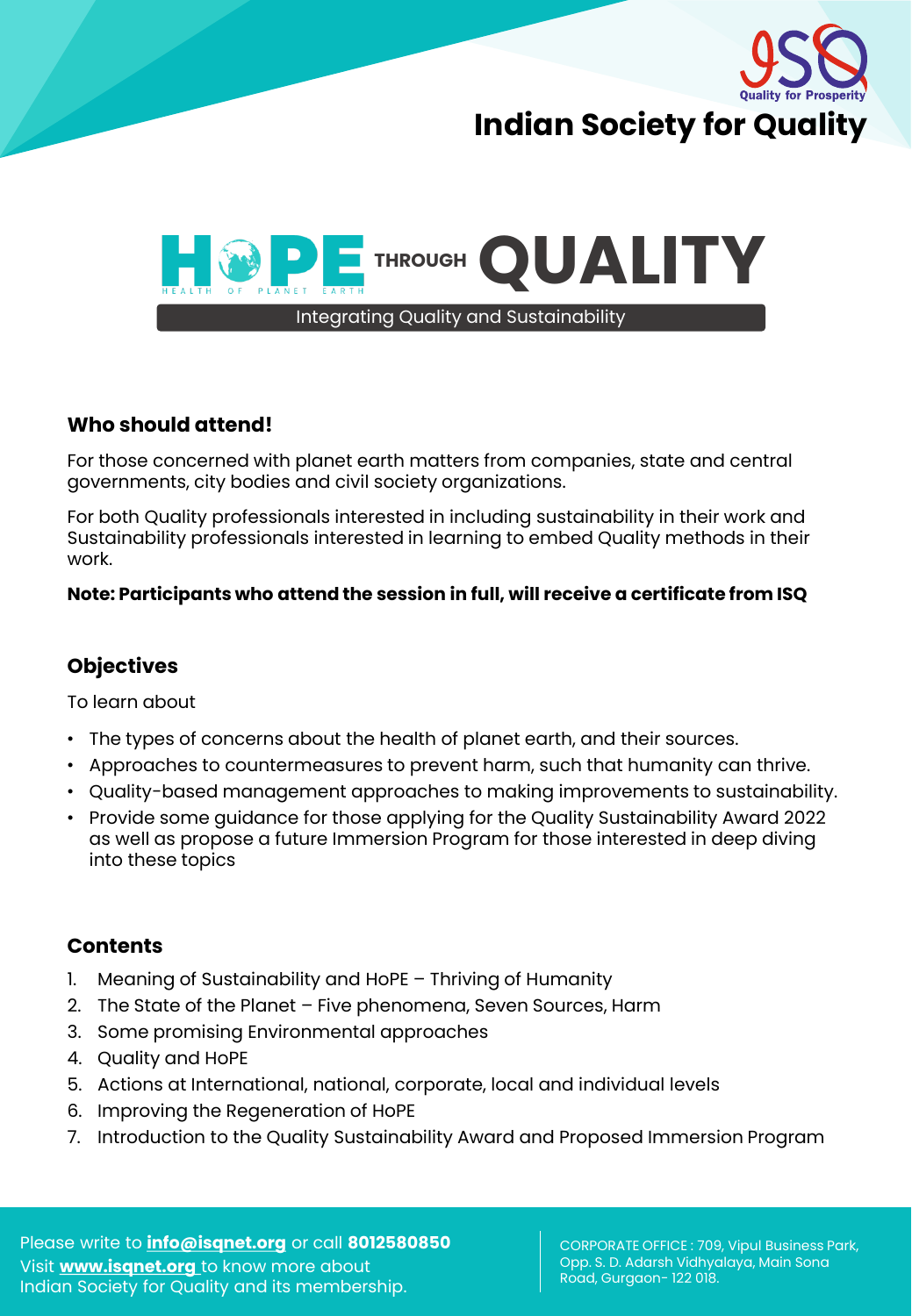# Indian Society for Quality

# HOPE THROUGH QUALITY

HEALTH OF PLANET EARTH

Integrating Quality and Sustainability

## Who should attend!

For those concerned with planet earth matters from companies, state and central governments, city bodies and civil society organizations.

For both Quality professionals interested in including sustainability in their work and Sustainability professionals interested in learning to embed Quality methods in their work.

**Note: Participants who attend the session in full, will receive a certificate from ISQ**

## Objectives

To learn about

- The types of concerns about the health of planet earth, and their sources.
- Approaches to countermeasures to prevent harm, such that humanity can thrive.
- Quality-based management approaches to making improvements to sustainability.
- Provide some guidance for those applying for the Quality Sustainability Award 2022 as well as propose a future Immersion Program for those interested in deep diving into these topics

## Contents

1. Meaning of Sustainability and HoPE – Thriving of Humanity
2. The State of the Planet – Five phenomena, Seven Sources, Harm
3. Some promising Environmental approaches
4. Quality and HoPE
5. Actions at International, national, corporate, local and individual levels
6. Improving the Regeneration of HoPE
7. Introduction to the Quality Sustainability Award and Proposed Immersion Program

Please write to **info@isqnet.org** or call **8012580850**
Visit **www.isqnet.org** to know more about Indian Society for Quality and its membership.

CORPORATE OFFICE : 709, Vipul Business Park, Opp. S. D. Adarsh Vidhyalaya, Main Sona Road, Gurgaon- 122 018.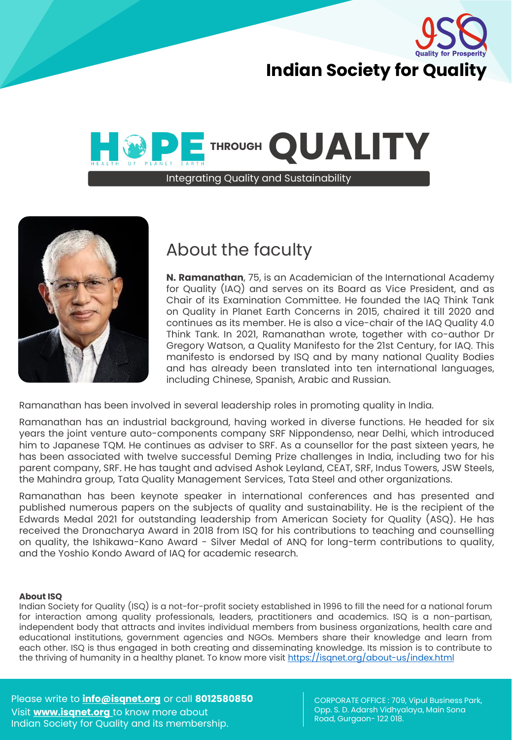Quality for Prosperity

# Indian Society for Quality

HOPE (HEALTH OF PLANET EARTH) THROUGH QUALITY

Integrating Quality and Sustainability

## About the faculty

**N. Ramanathan**, 75, is an Academician of the International Academy for Quality (IAQ) and serves on its Board as Vice President, and as Chair of its Examination Committee. He founded the IAQ Think Tank on Quality in Planet Earth Concerns in 2015, chaired it till 2020 and continues as its member. He is also a vice-chair of the IAQ Quality 4.0 Think Tank. In 2021, Ramanathan wrote, together with co-author Dr Gregory Watson, a Quality Manifesto for the 21st Century, for IAQ. This manifesto is endorsed by ISQ and by many national Quality Bodies and has already been translated into ten international languages, including Chinese, Spanish, Arabic and Russian.

Ramanathan has been involved in several leadership roles in promoting quality in India.

Ramanathan has an industrial background, having worked in diverse functions. He headed for six years the joint venture auto-components company SRF Nippondenso, near Delhi, which introduced him to Japanese TQM. He continues as adviser to SRF. As a counsellor for the past sixteen years, he has been associated with twelve successful Deming Prize challenges in India, including two for his parent company, SRF. He has taught and advised Ashok Leyland, CEAT, SRF, Indus Towers, JSW Steels, the Mahindra group, Tata Quality Management Services, Tata Steel and other organizations.

Ramanathan has been keynote speaker in international conferences and has presented and published numerous papers on the subjects of quality and sustainability. He is the recipient of the Edwards Medal 2021 for outstanding leadership from American Society for Quality (ASQ). He has received the Dronacharya Award in 2018 from ISQ for his contributions to teaching and counselling on quality, the Ishikawa-Kano Award - Silver Medal of ANQ for long-term contributions to quality, and the Yoshio Kondo Award of IAQ for academic research.

**About ISQ**

Indian Society for Quality (ISQ) is a not-for-profit society established in 1996 to fill the need for a national forum for interaction among quality professionals, leaders, practitioners and academics. ISQ is a non-partisan, independent body that attracts and invites individual members from business organizations, health care and educational institutions, government agencies and NGOs. Members share their knowledge and learn from each other. ISQ is thus engaged in both creating and disseminating knowledge. Its mission is to contribute to the thriving of humanity in a healthy planet. To know more visit https://isqnet.org/about-us/index.html

Please write to **info@isqnet.org** or call **8012580850**
Visit **www.isqnet.org** to know more about Indian Society for Quality and its membership.

CORPORATE OFFICE : 709, Vipul Business Park, Opp. S. D. Adarsh Vidhyalaya, Main Sona Road, Gurgaon- 122 018.